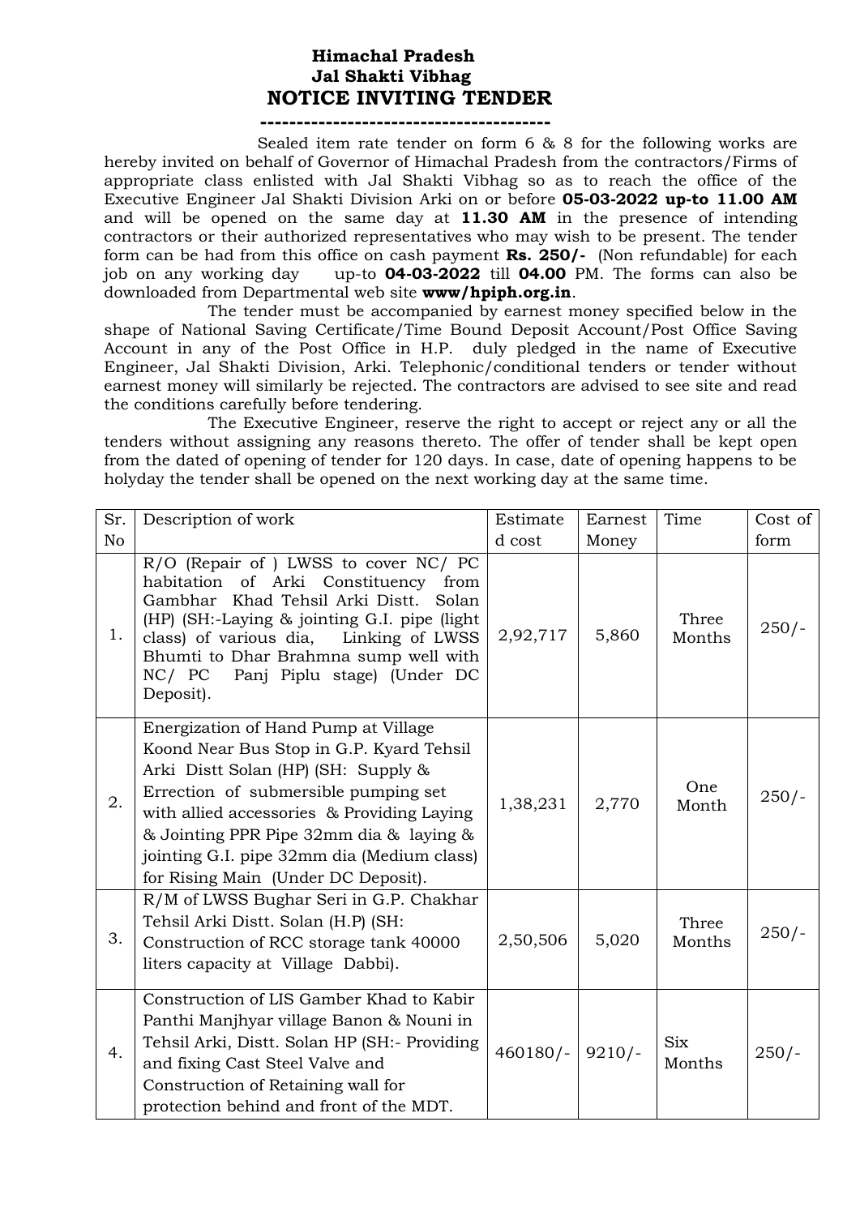# Himachal Pradesh
# Jal Shakti Vibhag
# NOTICE INVITING TENDER

---

Sealed item rate tender on form 6 & 8 for the following works are hereby invited on behalf of Governor of Himachal Pradesh from the contractors/Firms of appropriate class enlisted with Jal Shakti Vibhag so as to reach the office of the Executive Engineer Jal Shakti Division Arki on or before **05-03-2022 up-to 11.00 AM** and will be opened on the same day at **11.30 AM** in the presence of intending contractors or their authorized representatives who may wish to be present. The tender form can be had from this office on cash payment **Rs. 250/-** (Non refundable) for each job on any working day up-to **04-03-2022** till **04.00** PM. The forms can also be downloaded from Departmental web site **www/hpiph.org.in**.

The tender must be accompanied by earnest money specified below in the shape of National Saving Certificate/Time Bound Deposit Account/Post Office Saving Account in any of the Post Office in H.P. duly pledged in the name of Executive Engineer, Jal Shakti Division, Arki. Telephonic/conditional tenders or tender without earnest money will similarly be rejected. The contractors are advised to see site and read the conditions carefully before tendering.

The Executive Engineer, reserve the right to accept or reject any or all the tenders without assigning any reasons thereto. The offer of tender shall be kept open from the dated of opening of tender for 120 days. In case, date of opening happens to be holyday the tender shall be opened on the next working day at the same time.

| Sr. No | Description of work | Estimated cost | Earnest Money | Time | Cost of form |
|---|---|---|---|---|---|
| 1. | R/O (Repair of ) LWSS to cover NC/ PC habitation of Arki Constituency from Gambhar Khad Tehsil Arki Distt. Solan (HP) (SH:-Laying & jointing G.I. pipe (light class) of various dia, Linking of LWSS Bhumti to Dhar Brahmna sump well with NC/ PC Panj Piplu stage) (Under DC Deposit). | 2,92,717 | 5,860 | Three Months | 250/- |
| 2. | Energization of Hand Pump at Village Koond Near Bus Stop in G.P. Kyard Tehsil Arki Distt Solan (HP) (SH: Supply & Errection of submersible pumping set with allied accessories & Providing Laying & Jointing PPR Pipe 32mm dia & laying & jointing G.I. pipe 32mm dia (Medium class) for Rising Main (Under DC Deposit). | 1,38,231 | 2,770 | One Month | 250/- |
| 3. | R/M of LWSS Bughar Seri in G.P. Chakhar Tehsil Arki Distt. Solan (H.P) (SH: Construction of RCC storage tank 40000 liters capacity at Village Dabbi). | 2,50,506 | 5,020 | Three Months | 250/- |
| 4. | Construction of LIS Gamber Khad to Kabir Panthi Manjhyar village Banon & Nouni in Tehsil Arki, Distt. Solan HP (SH:- Providing and fixing Cast Steel Valve and Construction of Retaining wall for protection behind and front of the MDT. | 460180/- | 9210/- | Six Months | 250/- |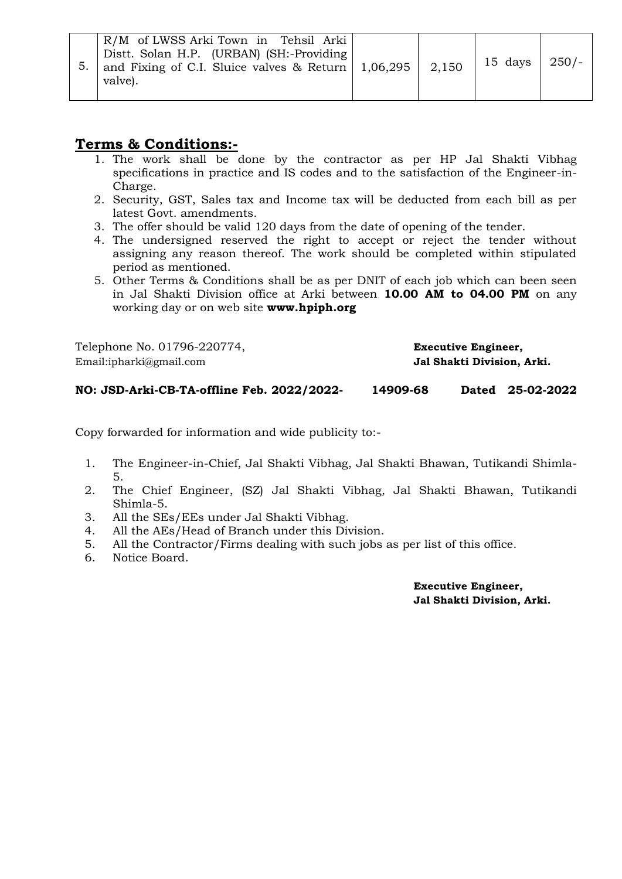| | | | | | |
|---|---|---|---|---|---|
| 5. | R/M of LWSS Arki Town in Tehsil Arki Distt. Solan H.P. (URBAN) (SH:-Providing and Fixing of C.I. Sluice valves & Return valve). | 1,06,295 | 2,150 | 15 days | 250/- |

## Terms & Conditions:-

1. The work shall be done by the contractor as per HP Jal Shakti Vibhag specifications in practice and IS codes and to the satisfaction of the Engineer-in-Charge.
2. Security, GST, Sales tax and Income tax will be deducted from each bill as per latest Govt. amendments.
3. The offer should be valid 120 days from the date of opening of the tender.
4. The undersigned reserved the right to accept or reject the tender without assigning any reason thereof. The work should be completed within stipulated period as mentioned.
5. Other Terms & Conditions shall be as per DNIT of each job which can been seen in Jal Shakti Division office at Arki between **10.00 AM to 04.00 PM** on any working day or on web site **www.hpiph.org**

Telephone No. 01796-220774,
Email:ipharki@gmail.com

**Executive Engineer,**
**Jal Shakti Division, Arki.**

**NO: JSD-Arki-CB-TA-offline Feb. 2022/2022- 14909-68 Dated 25-02-2022**

Copy forwarded for information and wide publicity to:-

1. The Engineer-in-Chief, Jal Shakti Vibhag, Jal Shakti Bhawan, Tutikandi Shimla-5.
2. The Chief Engineer, (SZ) Jal Shakti Vibhag, Jal Shakti Bhawan, Tutikandi Shimla-5.
3. All the SEs/EEs under Jal Shakti Vibhag.
4. All the AEs/Head of Branch under this Division.
5. All the Contractor/Firms dealing with such jobs as per list of this office.
6. Notice Board.

**Executive Engineer,**
**Jal Shakti Division, Arki.**